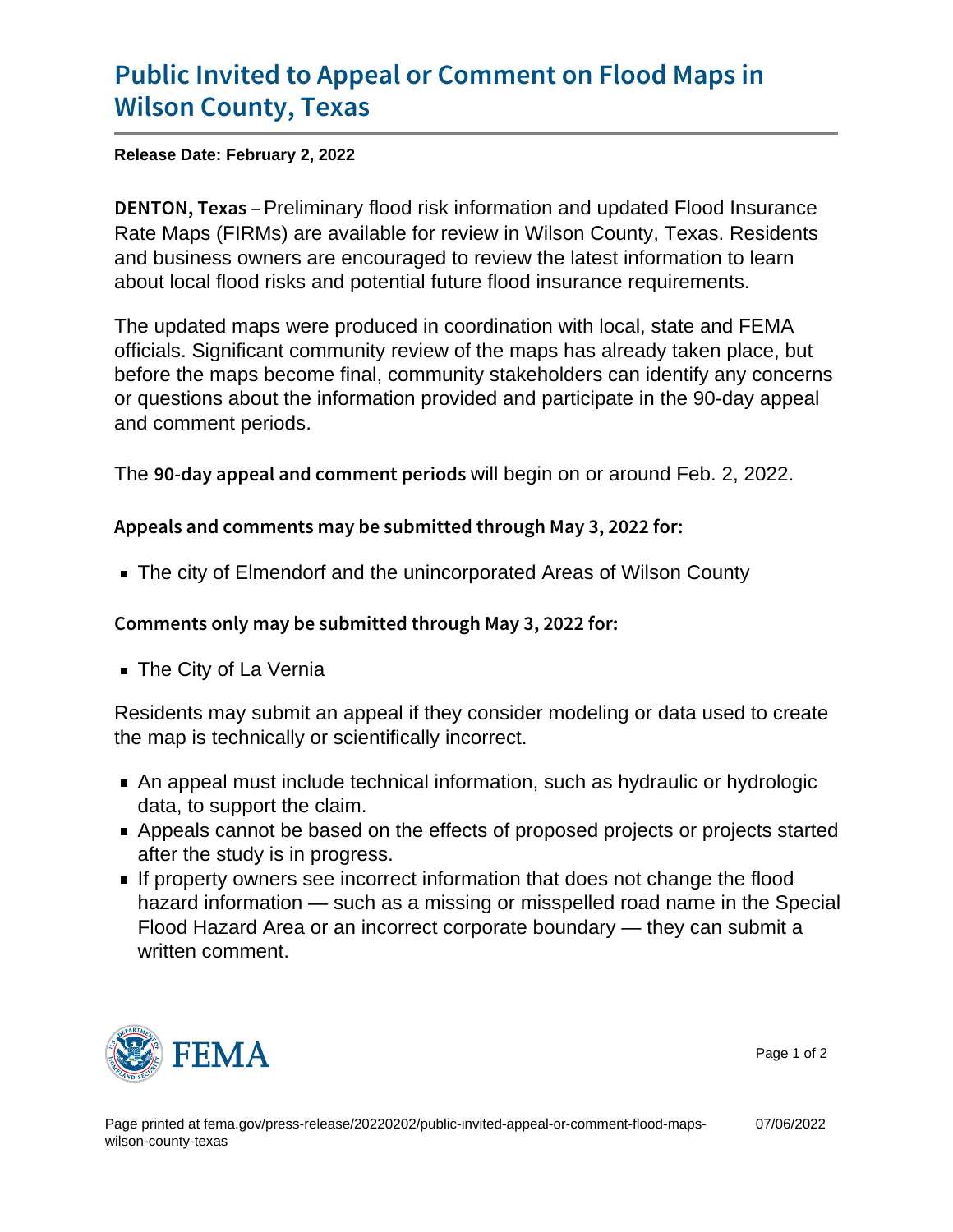# Public Invited to Appeal or Comment on Flood Maps in Wilson County, Texas

**Release Date: February 2, 2022**

**DENTON, Texas** – Preliminary flood risk information and updated Flood Insurance Rate Maps (FIRMs) are available for review in Wilson County, Texas. Residents and business owners are encouraged to review the latest information to learn about local flood risks and potential future flood insurance requirements.

The updated maps were produced in coordination with local, state and FEMA officials. Significant community review of the maps has already taken place, but before the maps become final, community stakeholders can identify any concerns or questions about the information provided and participate in the 90-day appeal and comment periods.

The **90-day appeal and comment periods** will begin on or around Feb. 2, 2022.

**Appeals and comments may be submitted through May 3, 2022 for:**

- The city of Elmendorf and the unincorporated Areas of Wilson County

**Comments only may be submitted through May 3, 2022 for:**

- The City of La Vernia

Residents may submit an appeal if they consider modeling or data used to create the map is technically or scientifically incorrect.

- An appeal must include technical information, such as hydraulic or hydrologic data, to support the claim.
- Appeals cannot be based on the effects of proposed projects or projects started after the study is in progress.
- If property owners see incorrect information that does not change the flood hazard information — such as a missing or misspelled road name in the Special Flood Hazard Area or an incorrect corporate boundary — they can submit a written comment.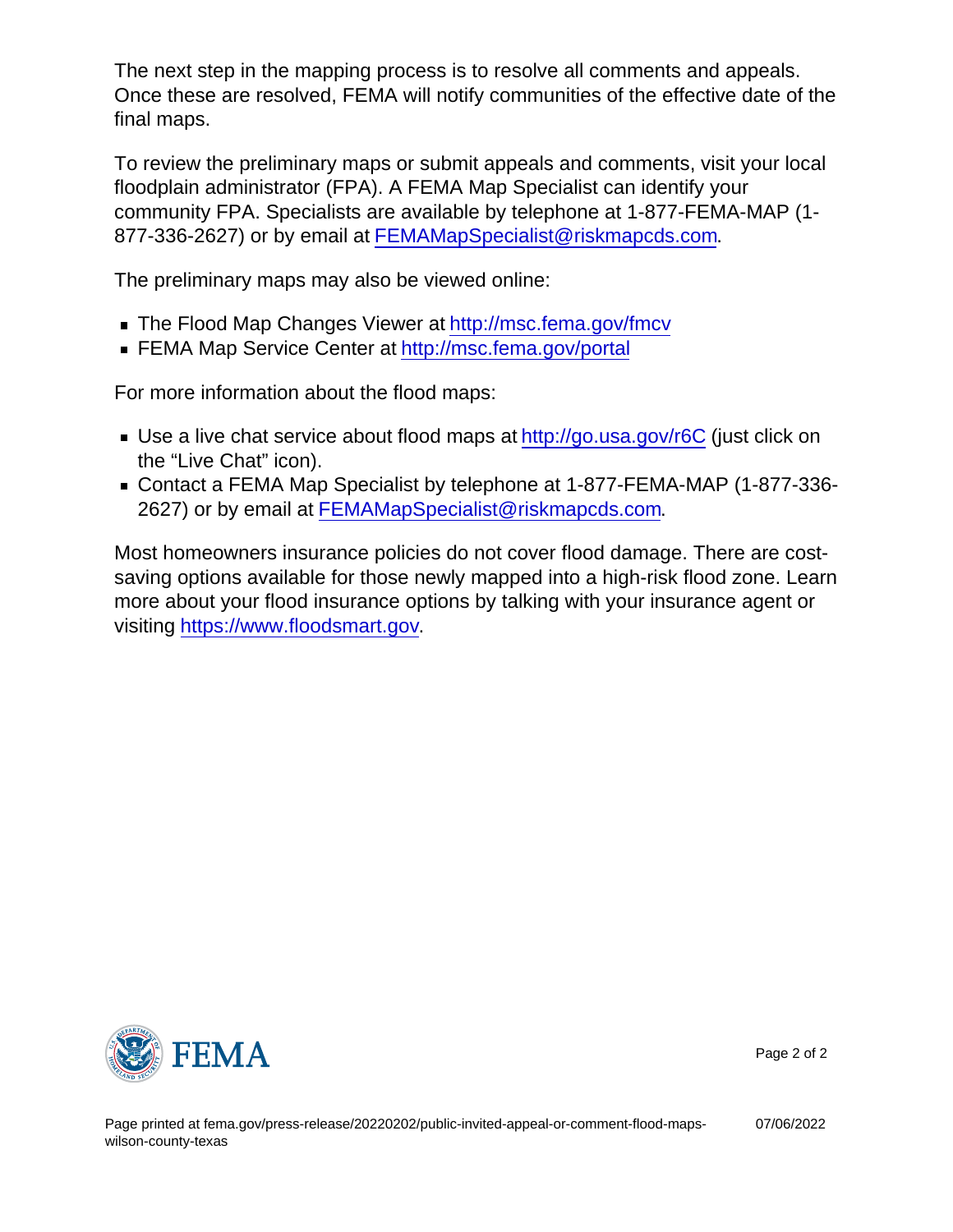The next step in the mapping process is to resolve all comments and appeals. Once these are resolved, FEMA will notify communities of the effective date of the final maps.

To review the preliminary maps or submit appeals and comments, visit your local floodplain administrator (FPA). A FEMA Map Specialist can identify your community FPA. Specialists are available by telephone at 1-877-FEMA-MAP (1-877-336-2627) or by email at FEMAMapSpecialist@riskmapcds.com.

The preliminary maps may also be viewed online:

- The Flood Map Changes Viewer at http://msc.fema.gov/fmcv
- FEMA Map Service Center at http://msc.fema.gov/portal

For more information about the flood maps:

- Use a live chat service about flood maps at http://go.usa.gov/r6C (just click on the "Live Chat" icon).
- Contact a FEMA Map Specialist by telephone at 1-877-FEMA-MAP (1-877-336-2627) or by email at FEMAMapSpecialist@riskmapcds.com.

Most homeowners insurance policies do not cover flood damage. There are cost-saving options available for those newly mapped into a high-risk flood zone. Learn more about your flood insurance options by talking with your insurance agent or visiting https://www.floodsmart.gov.